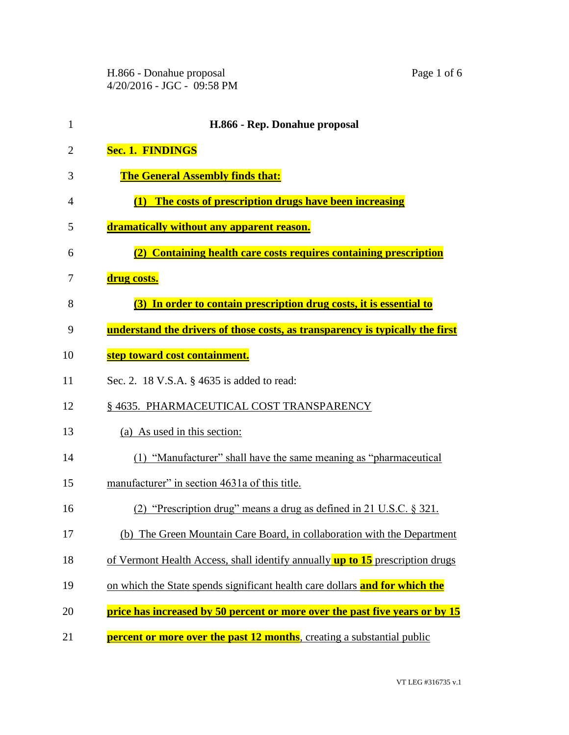# H.866 - Rep. Donahue proposal

**Sec. 1. FINDINGS**

**The General Assembly finds that:**

**(1) The costs of prescription drugs have been increasing dramatically without any apparent reason.**

**(2) Containing health care costs requires containing prescription drug costs.**

**(3) In order to contain prescription drug costs, it is essential to understand the drivers of those costs, as transparency is typically the first step toward cost containment.**

Sec. 2. 18 V.S.A. § 4635 is added to read:

§ 4635. PHARMACEUTICAL COST TRANSPARENCY

(a) As used in this section:

(1) "Manufacturer" shall have the same meaning as "pharmaceutical manufacturer" in section 4631a of this title.

(2) "Prescription drug" means a drug as defined in 21 U.S.C. § 321.

(b) The Green Mountain Care Board, in collaboration with the Department of Vermont Health Access, shall identify annually **up to 15** prescription drugs on which the State spends significant health care dollars **and for which the price has increased by 50 percent or more over the past five years or by 15 percent or more over the past 12 months**, creating a substantial public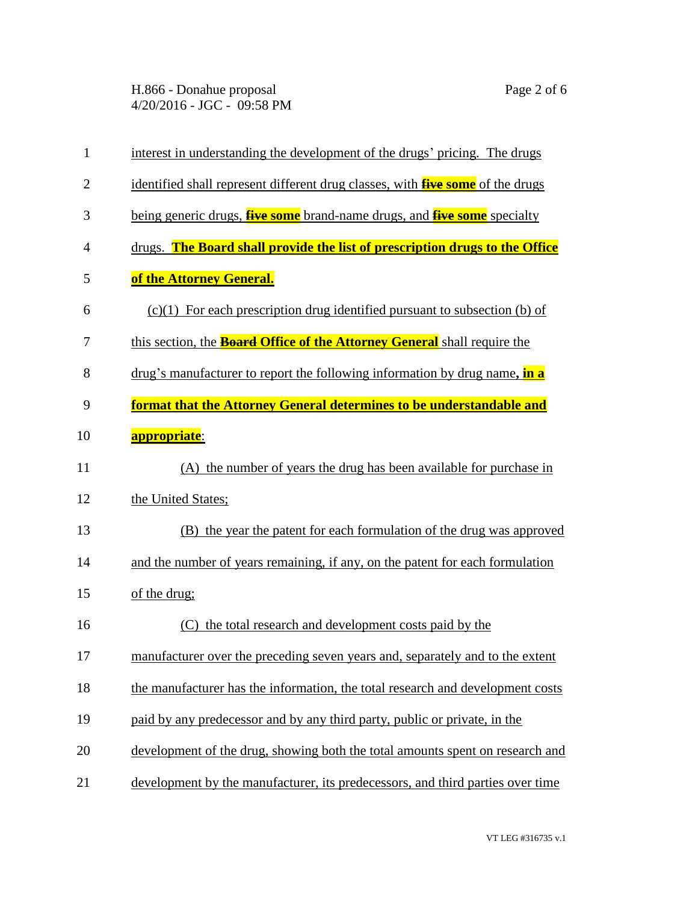interest in understanding the development of the drugs' pricing. The drugs identified shall represent different drug classes, with ~~five~~ **some** of the drugs being generic drugs, ~~five~~ **some** brand-name drugs, and ~~five~~ **some** specialty drugs. **The Board shall provide the list of prescription drugs to the Office of the Attorney General.**

(c)(1) For each prescription drug identified pursuant to subsection (b) of this section, the ~~Board~~ **Office of the Attorney General** shall require the drug's manufacturer to report the following information by drug name**, in a format that the Attorney General determines to be understandable and appropriate**:

(A) the number of years the drug has been available for purchase in the United States;

(B) the year the patent for each formulation of the drug was approved and the number of years remaining, if any, on the patent for each formulation of the drug;

(C) the total research and development costs paid by the manufacturer over the preceding seven years and, separately and to the extent the manufacturer has the information, the total research and development costs paid by any predecessor and by any third party, public or private, in the development of the drug, showing both the total amounts spent on research and development by the manufacturer, its predecessors, and third parties over time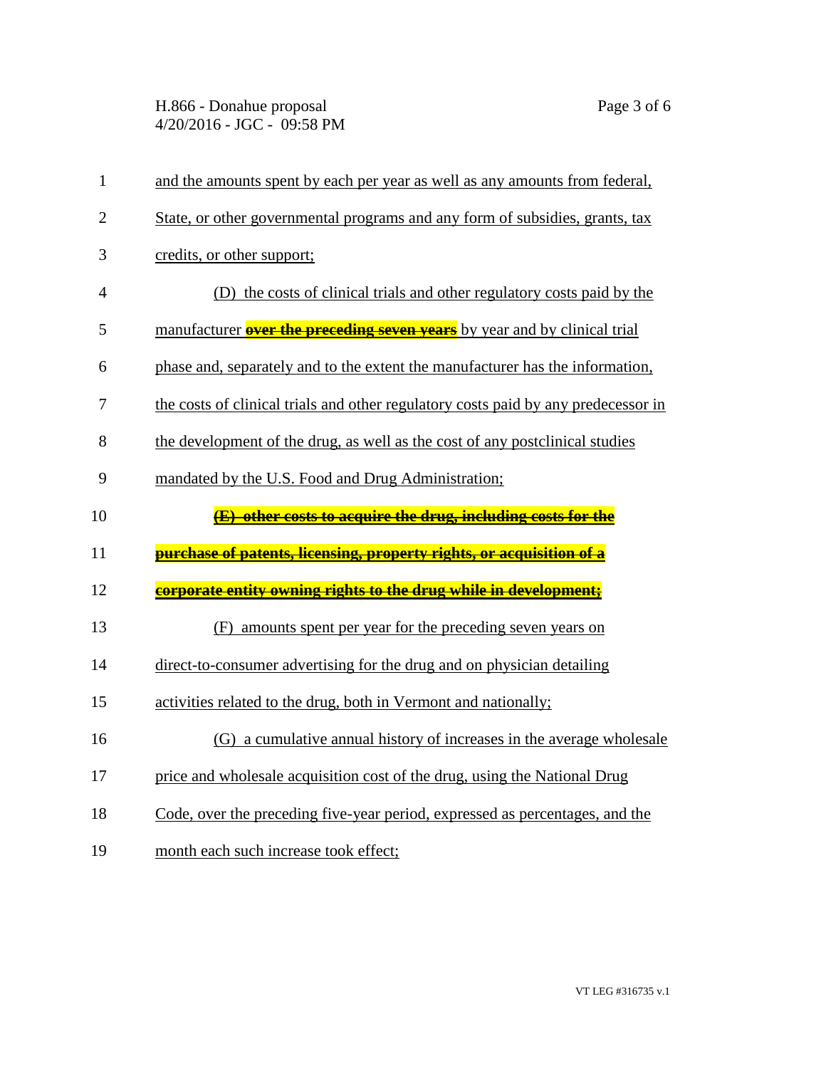and the amounts spent by each per year as well as any amounts from federal, State, or other governmental programs and any form of subsidies, grants, tax credits, or other support;

(D) the costs of clinical trials and other regulatory costs paid by the manufacturer ~~**over the preceding seven years**~~ by year and by clinical trial phase and, separately and to the extent the manufacturer has the information, the costs of clinical trials and other regulatory costs paid by any predecessor in the development of the drug, as well as the cost of any postclinical studies mandated by the U.S. Food and Drug Administration;

~~**(E) other costs to acquire the drug, including costs for the purchase of patents, licensing, property rights, or acquisition of a corporate entity owning rights to the drug while in development;**~~

(F) amounts spent per year for the preceding seven years on direct-to-consumer advertising for the drug and on physician detailing activities related to the drug, both in Vermont and nationally;

(G) a cumulative annual history of increases in the average wholesale price and wholesale acquisition cost of the drug, using the National Drug Code, over the preceding five-year period, expressed as percentages, and the month each such increase took effect;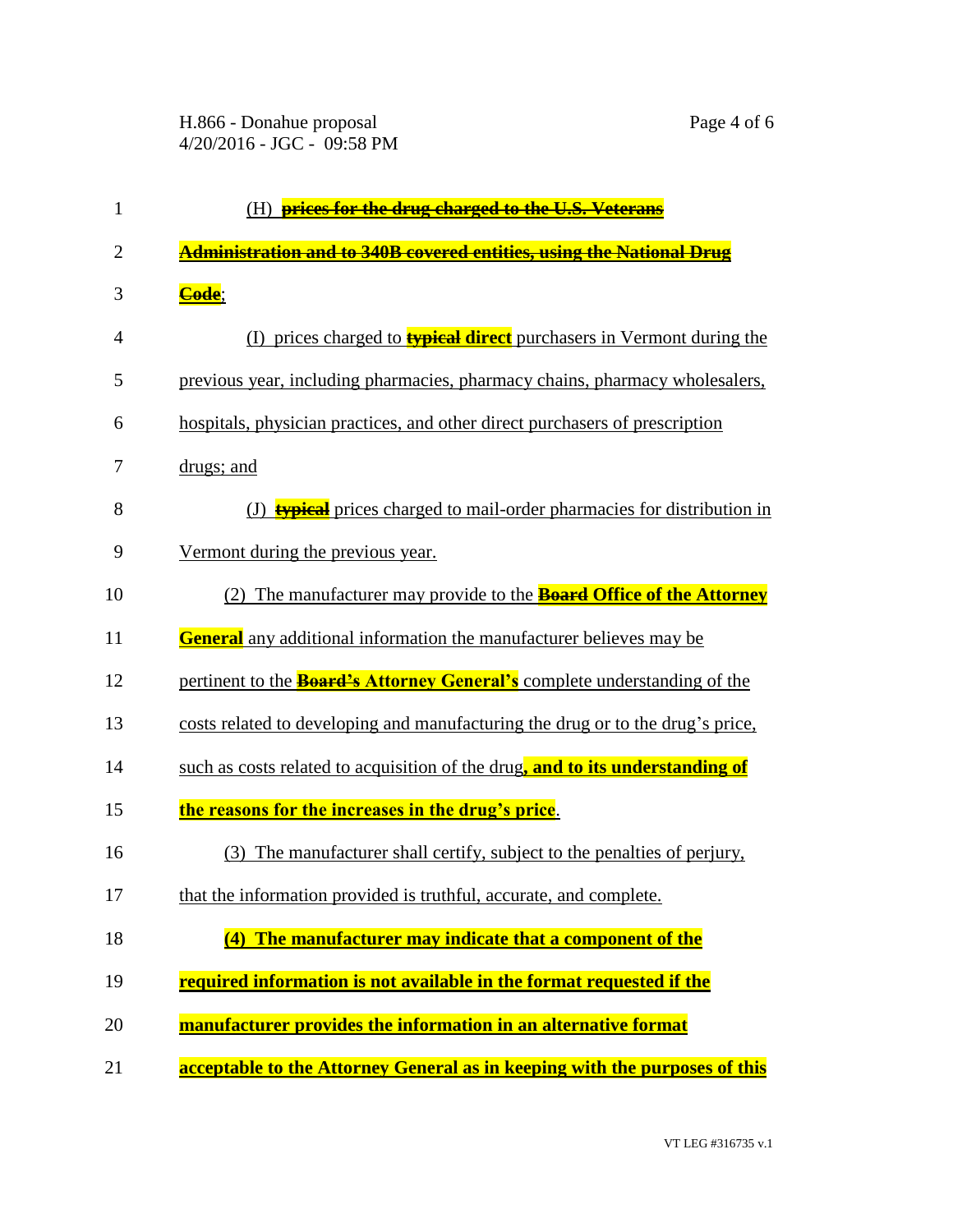(H) ~~**prices for the drug charged to the U.S. Veterans Administration and to 340B covered entities, using the National Drug Code**~~;

(I) prices charged to ~~**typical**~~ **direct** purchasers in Vermont during the previous year, including pharmacies, pharmacy chains, pharmacy wholesalers, hospitals, physician practices, and other direct purchasers of prescription drugs; and

(J) ~~**typical**~~ prices charged to mail-order pharmacies for distribution in Vermont during the previous year.

(2) The manufacturer may provide to the ~~**Board**~~ **Office of the Attorney General** any additional information the manufacturer believes may be pertinent to the ~~**Board's**~~ **Attorney General's** complete understanding of the costs related to developing and manufacturing the drug or to the drug's price, such as costs related to acquisition of the drug**, and to its understanding of the reasons for the increases in the drug's price**.

(3) The manufacturer shall certify, subject to the penalties of perjury, that the information provided is truthful, accurate, and complete.

**(4) The manufacturer may indicate that a component of the required information is not available in the format requested if the manufacturer provides the information in an alternative format acceptable to the Attorney General as in keeping with the purposes of this**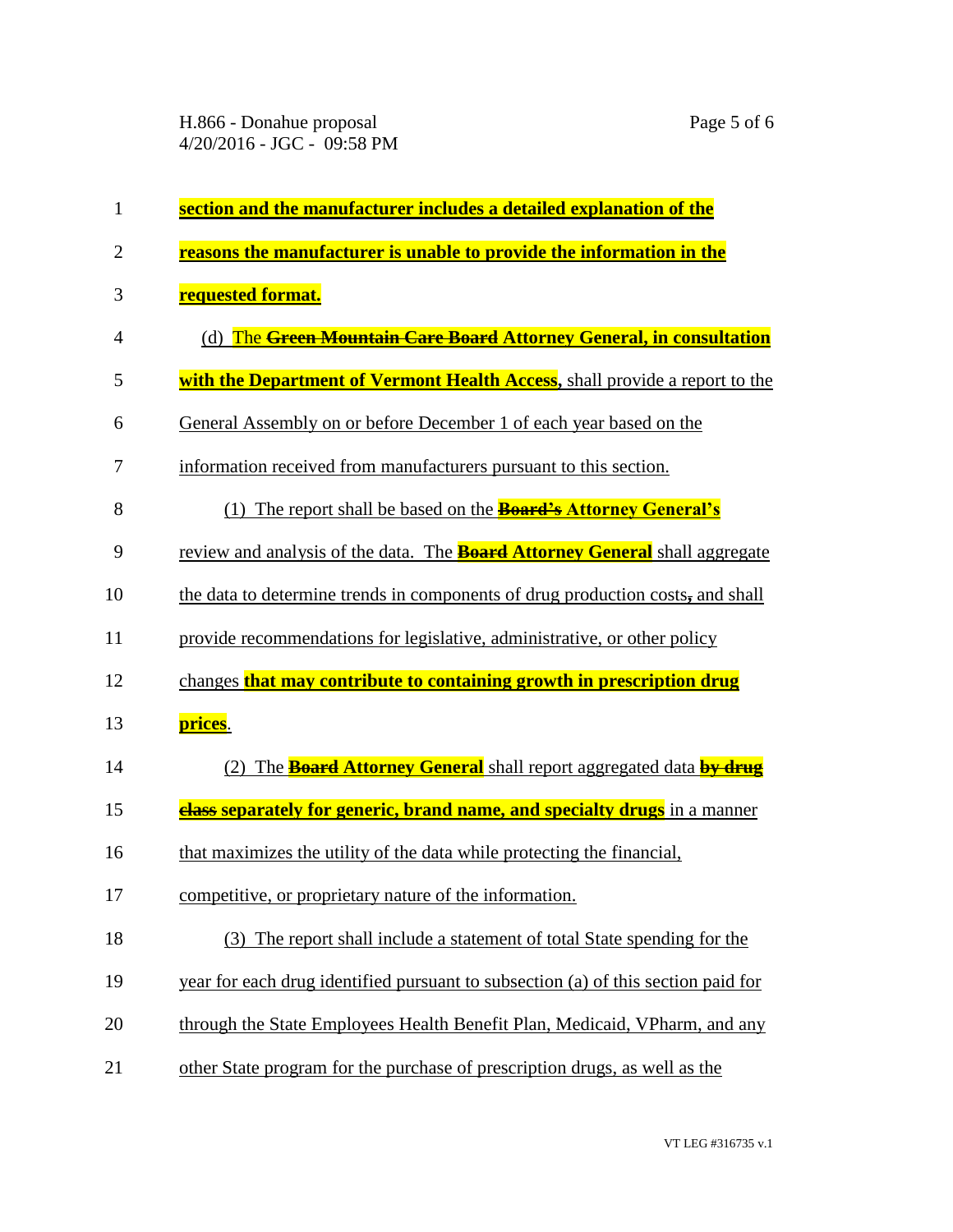section and the manufacturer includes a detailed explanation of the reasons the manufacturer is unable to provide the information in the requested format.

(d) The ~~Green Mountain Care Board~~ **Attorney General, in consultation with the Department of Vermont Health Access**, shall provide a report to the General Assembly on or before December 1 of each year based on the information received from manufacturers pursuant to this section.

(1) The report shall be based on the ~~Board's~~ **Attorney General's** review and analysis of the data. The ~~Board~~ **Attorney General** shall aggregate the data to determine trends in components of drug production costs~~,~~ and shall provide recommendations for legislative, administrative, or other policy changes **that may contribute to containing growth in prescription drug prices**.

(2) The ~~Board~~ **Attorney General** shall report aggregated data ~~by drug class~~ **separately for generic, brand name, and specialty drugs** in a manner that maximizes the utility of the data while protecting the financial, competitive, or proprietary nature of the information.

(3) The report shall include a statement of total State spending for the year for each drug identified pursuant to subsection (a) of this section paid for through the State Employees Health Benefit Plan, Medicaid, VPharm, and any other State program for the purchase of prescription drugs, as well as the

VT LEG #316735 v.1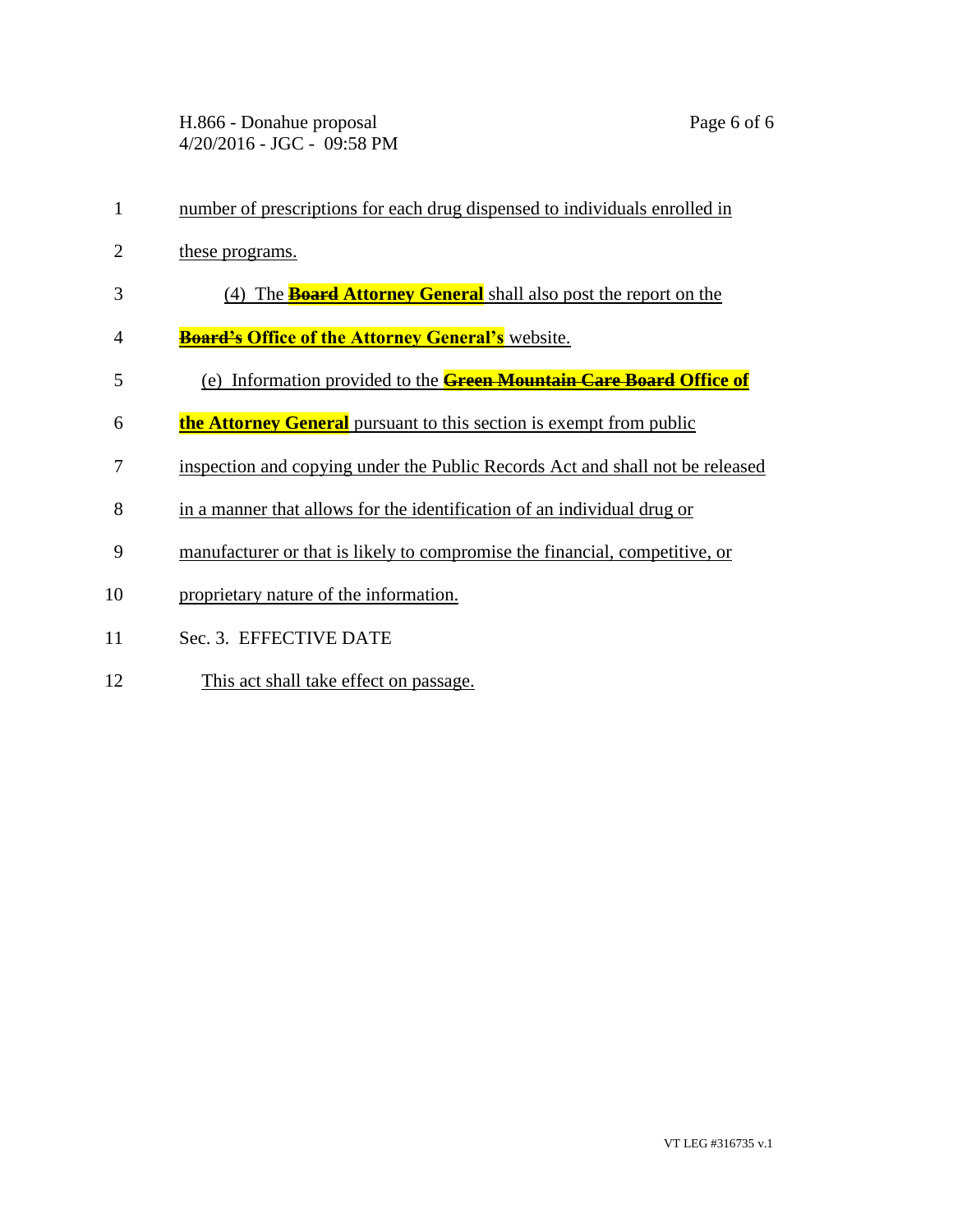number of prescriptions for each drug dispensed to individuals enrolled in these programs.

(4) The ~~**Board**~~ **Attorney General** shall also post the report on the ~~**Board's**~~ **Office of the Attorney General's** website.

(e) Information provided to the ~~**Green Mountain Care Board**~~ **Office of the Attorney General** pursuant to this section is exempt from public inspection and copying under the Public Records Act and shall not be released in a manner that allows for the identification of an individual drug or manufacturer or that is likely to compromise the financial, competitive, or proprietary nature of the information.

Sec. 3. EFFECTIVE DATE

This act shall take effect on passage.